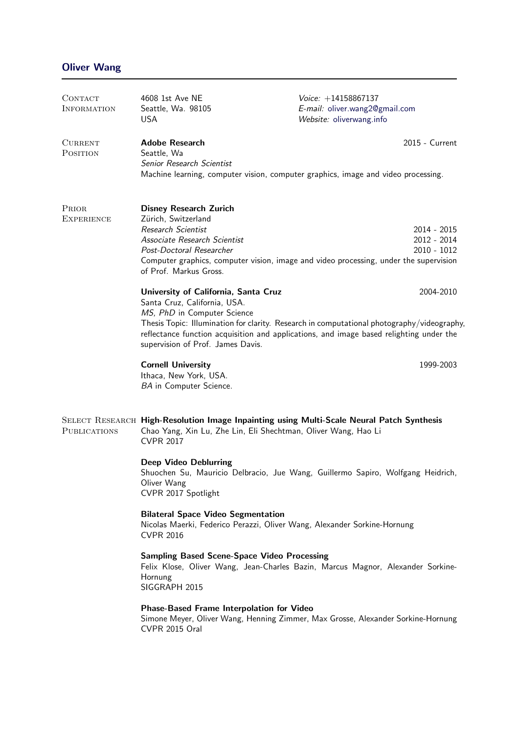# Oliver Wang

## Contact Information

4608 1st Ave NE
Seattle, Wa. 98105
USA

*Voice:* +14158867137
*E-mail:* oliver.wang2@gmail.com
*Website:* oliverwang.info

## Current Position

**Adobe Research** — 2015 - Current
Seattle, Wa
*Senior Research Scientist*
Machine learning, computer vision, computer graphics, image and video processing.

## Prior Experience

**Disney Research Zurich**
Zürich, Switzerland
*Research Scientist* — 2014 - 2015
*Associate Research Scientist* — 2012 - 2014
*Post-Doctoral Researcher* — 2010 - 1012
Computer graphics, computer vision, image and video processing, under the supervision of Prof. Markus Gross.

**University of California, Santa Cruz** — 2004-2010
Santa Cruz, California, USA.
*MS, PhD* in Computer Science
Thesis Topic: Illumination for clarity. Research in computational photography/videography, reflectance function acquisition and applications, and image based relighting under the supervision of Prof. James Davis.

**Cornell University** — 1999-2003
Ithaca, New York, USA.
*BA* in Computer Science.

## Select Research Publications

**High-Resolution Image Inpainting using Multi-Scale Neural Patch Synthesis**
Chao Yang, Xin Lu, Zhe Lin, Eli Shechtman, Oliver Wang, Hao Li
CVPR 2017

**Deep Video Deblurring**
Shuochen Su, Mauricio Delbracio, Jue Wang, Guillermo Sapiro, Wolfgang Heidrich, Oliver Wang
CVPR 2017 Spotlight

**Bilateral Space Video Segmentation**
Nicolas Maerki, Federico Perazzi, Oliver Wang, Alexander Sorkine-Hornung
CVPR 2016

**Sampling Based Scene-Space Video Processing**
Felix Klose, Oliver Wang, Jean-Charles Bazin, Marcus Magnor, Alexander Sorkine-Hornung
SIGGRAPH 2015

**Phase-Based Frame Interpolation for Video**
Simone Meyer, Oliver Wang, Henning Zimmer, Max Grosse, Alexander Sorkine-Hornung
CVPR 2015 Oral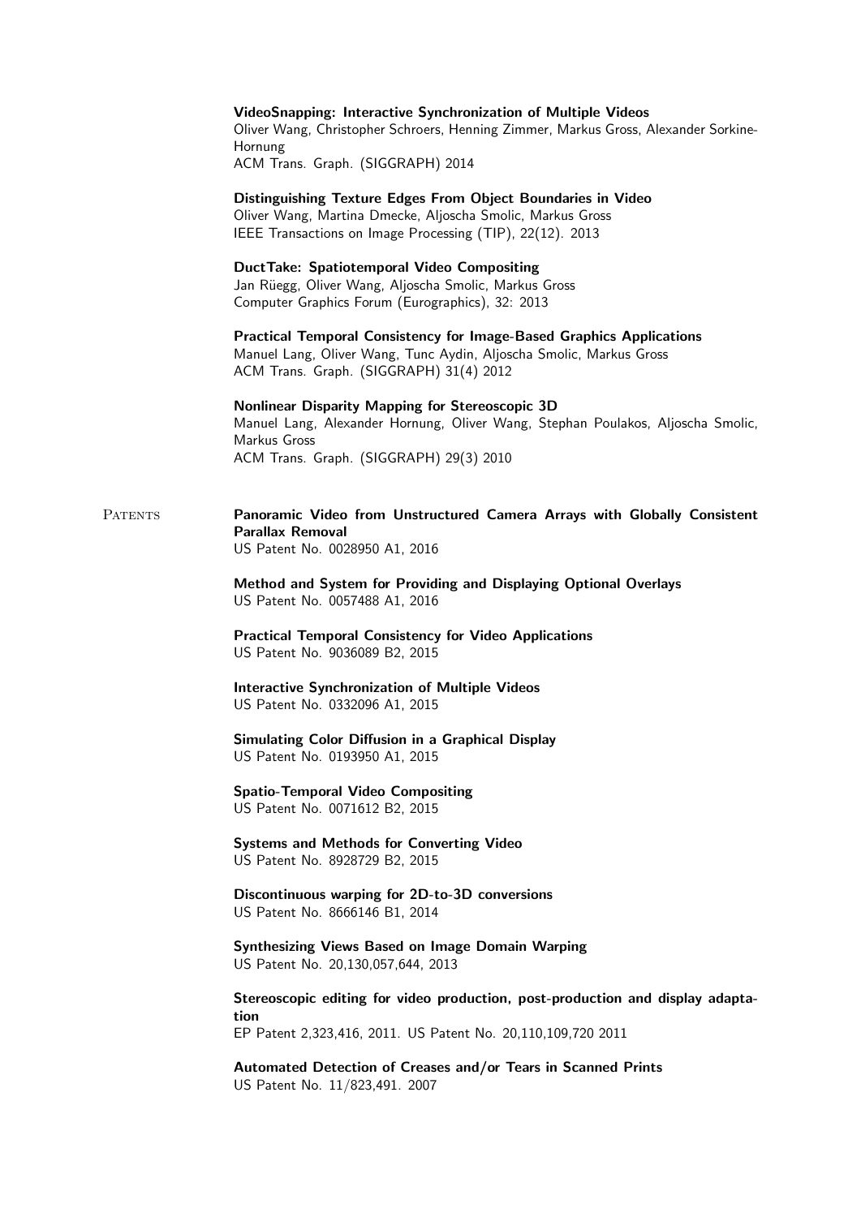**VideoSnapping: Interactive Synchronization of Multiple Videos**
Oliver Wang, Christopher Schroers, Henning Zimmer, Markus Gross, Alexander Sorkine-Hornung
ACM Trans. Graph. (SIGGRAPH) 2014

**Distinguishing Texture Edges From Object Boundaries in Video**
Oliver Wang, Martina Dmecke, Aljoscha Smolic, Markus Gross
IEEE Transactions on Image Processing (TIP), 22(12). 2013

**DuctTake: Spatiotemporal Video Compositing**
Jan Rüegg, Oliver Wang, Aljoscha Smolic, Markus Gross
Computer Graphics Forum (Eurographics), 32: 2013

**Practical Temporal Consistency for Image-Based Graphics Applications**
Manuel Lang, Oliver Wang, Tunc Aydin, Aljoscha Smolic, Markus Gross
ACM Trans. Graph. (SIGGRAPH) 31(4) 2012

**Nonlinear Disparity Mapping for Stereoscopic 3D**
Manuel Lang, Alexander Hornung, Oliver Wang, Stephan Poulakos, Aljoscha Smolic, Markus Gross
ACM Trans. Graph. (SIGGRAPH) 29(3) 2010

## Patents

**Panoramic Video from Unstructured Camera Arrays with Globally Consistent Parallax Removal**
US Patent No. 0028950 A1, 2016

**Method and System for Providing and Displaying Optional Overlays**
US Patent No. 0057488 A1, 2016

**Practical Temporal Consistency for Video Applications**
US Patent No. 9036089 B2, 2015

**Interactive Synchronization of Multiple Videos**
US Patent No. 0332096 A1, 2015

**Simulating Color Diffusion in a Graphical Display**
US Patent No. 0193950 A1, 2015

**Spatio-Temporal Video Compositing**
US Patent No. 0071612 B2, 2015

**Systems and Methods for Converting Video**
US Patent No. 8928729 B2, 2015

**Discontinuous warping for 2D-to-3D conversions**
US Patent No. 8666146 B1, 2014

**Synthesizing Views Based on Image Domain Warping**
US Patent No. 20,130,057,644, 2013

**Stereoscopic editing for video production, post-production and display adaptation**
EP Patent 2,323,416, 2011. US Patent No. 20,110,109,720 2011

**Automated Detection of Creases and/or Tears in Scanned Prints**
US Patent No. 11/823,491. 2007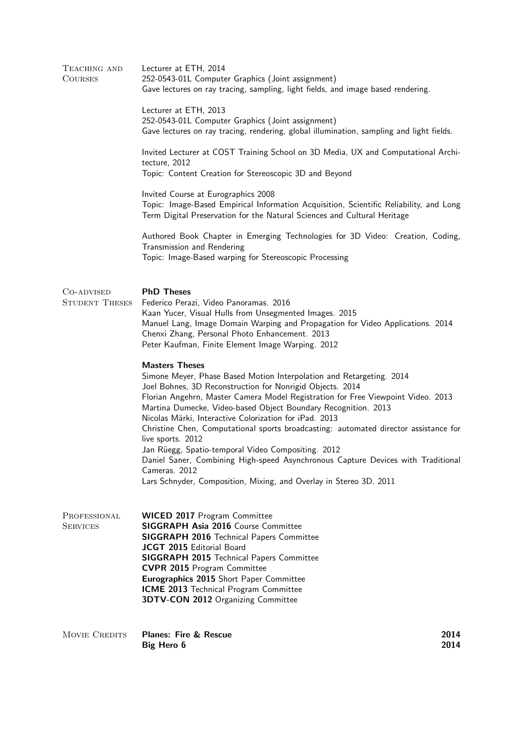## Teaching and Courses

Lecturer at ETH, 2014
252-0543-01L Computer Graphics (Joint assignment)
Gave lectures on ray tracing, sampling, light fields, and image based rendering.

Lecturer at ETH, 2013
252-0543-01L Computer Graphics (Joint assignment)
Gave lectures on ray tracing, rendering, global illumination, sampling and light fields.

Invited Lecturer at COST Training School on 3D Media, UX and Computational Architecture, 2012
Topic: Content Creation for Stereoscopic 3D and Beyond

Invited Course at Eurographics 2008
Topic: Image-Based Empirical Information Acquisition, Scientific Reliability, and Long Term Digital Preservation for the Natural Sciences and Cultural Heritage

Authored Book Chapter in Emerging Technologies for 3D Video: Creation, Coding, Transmission and Rendering
Topic: Image-Based warping for Stereoscopic Processing

## Co-advised Student Theses

**PhD Theses**

Federico Perazi, Video Panoramas. 2016
Kaan Yucer, Visual Hulls from Unsegmented Images. 2015
Manuel Lang, Image Domain Warping and Propagation for Video Applications. 2014
Chenxi Zhang, Personal Photo Enhancement. 2013
Peter Kaufman, Finite Element Image Warping. 2012

**Masters Theses**

Simone Meyer, Phase Based Motion Interpolation and Retargeting. 2014
Joel Bohnes, 3D Reconstruction for Nonrigid Objects. 2014
Florian Angehrn, Master Camera Model Registration for Free Viewpoint Video. 2013
Martina Dumecke, Video-based Object Boundary Recognition. 2013
Nicolas Märki, Interactive Colorization for iPad. 2013
Christine Chen, Computational sports broadcasting: automated director assistance for live sports. 2012
Jan Rüegg, Spatio-temporal Video Compositing. 2012
Daniel Saner, Combining High-speed Asynchronous Capture Devices with Traditional Cameras. 2012
Lars Schnyder, Composition, Mixing, and Overlay in Stereo 3D. 2011

## Professional Services

**WICED 2017** Program Committee
**SIGGRAPH Asia 2016** Course Committee
**SIGGRAPH 2016** Technical Papers Committee
**JCGT 2015** Editorial Board
**SIGGRAPH 2015** Technical Papers Committee
**CVPR 2015** Program Committee
**Eurographics 2015** Short Paper Committee
**ICME 2013** Technical Program Committee
**3DTV-CON 2012** Organizing Committee

## Movie Credits

**Planes: Fire & Rescue** 2014
**Big Hero 6** 2014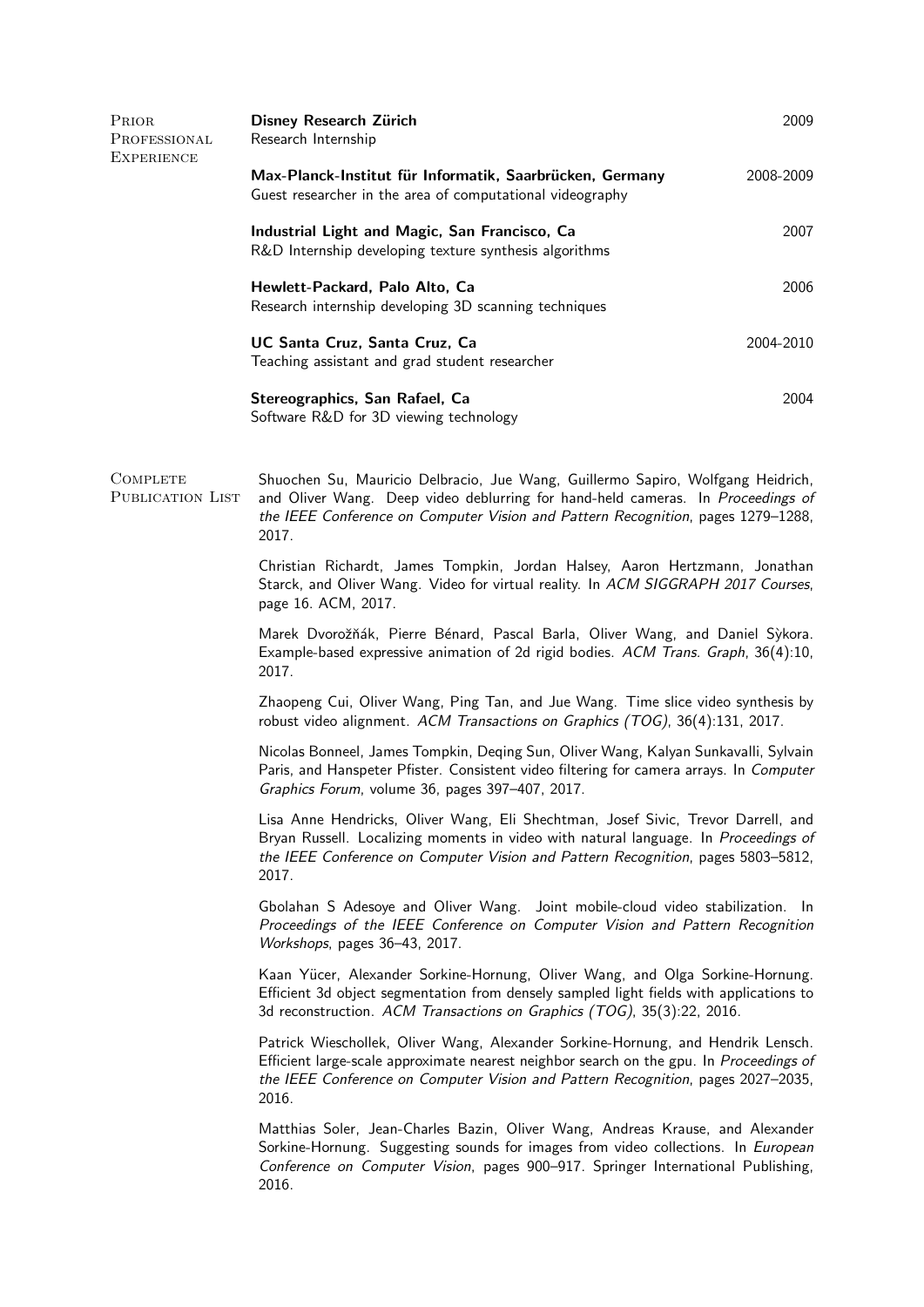## Prior Professional Experience

**Disney Research Zürich** — 2009
Research Internship

**Max-Planck-Institut für Informatik, Saarbrücken, Germany** — 2008-2009
Guest researcher in the area of computational videography

**Industrial Light and Magic, San Francisco, Ca** — 2007
R&D Internship developing texture synthesis algorithms

**Hewlett-Packard, Palo Alto, Ca** — 2006
Research internship developing 3D scanning techniques

**UC Santa Cruz, Santa Cruz, Ca** — 2004-2010
Teaching assistant and grad student researcher

**Stereographics, San Rafael, Ca** — 2004
Software R&D for 3D viewing technology

## Complete Publication List

Shuochen Su, Mauricio Delbracio, Jue Wang, Guillermo Sapiro, Wolfgang Heidrich, and Oliver Wang. Deep video deblurring for hand-held cameras. In *Proceedings of the IEEE Conference on Computer Vision and Pattern Recognition*, pages 1279–1288, 2017.

Christian Richardt, James Tompkin, Jordan Halsey, Aaron Hertzmann, Jonathan Starck, and Oliver Wang. Video for virtual reality. In *ACM SIGGRAPH 2017 Courses*, page 16. ACM, 2017.

Marek Dvorožňák, Pierre Bénard, Pascal Barla, Oliver Wang, and Daniel Sýkora. Example-based expressive animation of 2d rigid bodies. *ACM Trans. Graph*, 36(4):10, 2017.

Zhaopeng Cui, Oliver Wang, Ping Tan, and Jue Wang. Time slice video synthesis by robust video alignment. *ACM Transactions on Graphics (TOG)*, 36(4):131, 2017.

Nicolas Bonneel, James Tompkin, Deqing Sun, Oliver Wang, Kalyan Sunkavalli, Sylvain Paris, and Hanspeter Pfister. Consistent video filtering for camera arrays. In *Computer Graphics Forum*, volume 36, pages 397–407, 2017.

Lisa Anne Hendricks, Oliver Wang, Eli Shechtman, Josef Sivic, Trevor Darrell, and Bryan Russell. Localizing moments in video with natural language. In *Proceedings of the IEEE Conference on Computer Vision and Pattern Recognition*, pages 5803–5812, 2017.

Gbolahan S Adesoye and Oliver Wang. Joint mobile-cloud video stabilization. In *Proceedings of the IEEE Conference on Computer Vision and Pattern Recognition Workshops*, pages 36–43, 2017.

Kaan Yücer, Alexander Sorkine-Hornung, Oliver Wang, and Olga Sorkine-Hornung. Efficient 3d object segmentation from densely sampled light fields with applications to 3d reconstruction. *ACM Transactions on Graphics (TOG)*, 35(3):22, 2016.

Patrick Wieschollek, Oliver Wang, Alexander Sorkine-Hornung, and Hendrik Lensch. Efficient large-scale approximate nearest neighbor search on the gpu. In *Proceedings of the IEEE Conference on Computer Vision and Pattern Recognition*, pages 2027–2035, 2016.

Matthias Soler, Jean-Charles Bazin, Oliver Wang, Andreas Krause, and Alexander Sorkine-Hornung. Suggesting sounds for images from video collections. In *European Conference on Computer Vision*, pages 900–917. Springer International Publishing, 2016.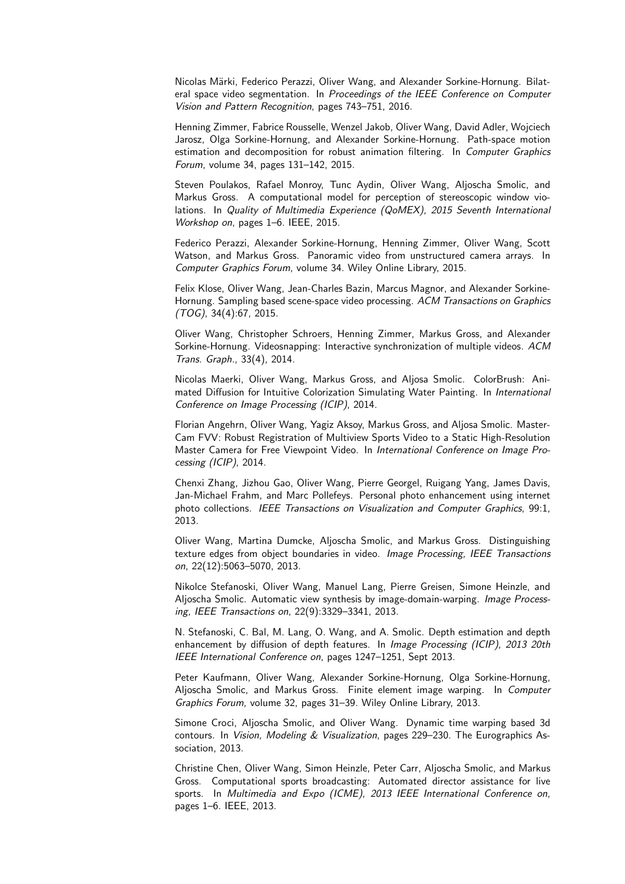Nicolas Märki, Federico Perazzi, Oliver Wang, and Alexander Sorkine-Hornung. Bilateral space video segmentation. In *Proceedings of the IEEE Conference on Computer Vision and Pattern Recognition*, pages 743–751, 2016.

Henning Zimmer, Fabrice Rousselle, Wenzel Jakob, Oliver Wang, David Adler, Wojciech Jarosz, Olga Sorkine-Hornung, and Alexander Sorkine-Hornung. Path-space motion estimation and decomposition for robust animation filtering. In *Computer Graphics Forum*, volume 34, pages 131–142, 2015.

Steven Poulakos, Rafael Monroy, Tunc Aydin, Oliver Wang, Aljoscha Smolic, and Markus Gross. A computational model for perception of stereoscopic window violations. In *Quality of Multimedia Experience (QoMEX), 2015 Seventh International Workshop on*, pages 1–6. IEEE, 2015.

Federico Perazzi, Alexander Sorkine-Hornung, Henning Zimmer, Oliver Wang, Scott Watson, and Markus Gross. Panoramic video from unstructured camera arrays. In *Computer Graphics Forum*, volume 34. Wiley Online Library, 2015.

Felix Klose, Oliver Wang, Jean-Charles Bazin, Marcus Magnor, and Alexander Sorkine-Hornung. Sampling based scene-space video processing. *ACM Transactions on Graphics (TOG)*, 34(4):67, 2015.

Oliver Wang, Christopher Schroers, Henning Zimmer, Markus Gross, and Alexander Sorkine-Hornung. Videosnapping: Interactive synchronization of multiple videos. *ACM Trans. Graph.*, 33(4), 2014.

Nicolas Maerki, Oliver Wang, Markus Gross, and Aljosa Smolic. ColorBrush: Animated Diffusion for Intuitive Colorization Simulating Water Painting. In *International Conference on Image Processing (ICIP)*, 2014.

Florian Angehrn, Oliver Wang, Yagiz Aksoy, Markus Gross, and Aljosa Smolic. MasterCam FVV: Robust Registration of Multiview Sports Video to a Static High-Resolution Master Camera for Free Viewpoint Video. In *International Conference on Image Processing (ICIP)*, 2014.

Chenxi Zhang, Jizhou Gao, Oliver Wang, Pierre Georgel, Ruigang Yang, James Davis, Jan-Michael Frahm, and Marc Pollefeys. Personal photo enhancement using internet photo collections. *IEEE Transactions on Visualization and Computer Graphics*, 99:1, 2013.

Oliver Wang, Martina Dumcke, Aljoscha Smolic, and Markus Gross. Distinguishing texture edges from object boundaries in video. *Image Processing, IEEE Transactions on*, 22(12):5063–5070, 2013.

Nikolce Stefanoski, Oliver Wang, Manuel Lang, Pierre Greisen, Simone Heinzle, and Aljoscha Smolic. Automatic view synthesis by image-domain-warping. *Image Processing, IEEE Transactions on*, 22(9):3329–3341, 2013.

N. Stefanoski, C. Bal, M. Lang, O. Wang, and A. Smolic. Depth estimation and depth enhancement by diffusion of depth features. In *Image Processing (ICIP), 2013 20th IEEE International Conference on*, pages 1247–1251, Sept 2013.

Peter Kaufmann, Oliver Wang, Alexander Sorkine-Hornung, Olga Sorkine-Hornung, Aljoscha Smolic, and Markus Gross. Finite element image warping. In *Computer Graphics Forum*, volume 32, pages 31–39. Wiley Online Library, 2013.

Simone Croci, Aljoscha Smolic, and Oliver Wang. Dynamic time warping based 3d contours. In *Vision, Modeling & Visualization*, pages 229–230. The Eurographics Association, 2013.

Christine Chen, Oliver Wang, Simon Heinzle, Peter Carr, Aljoscha Smolic, and Markus Gross. Computational sports broadcasting: Automated director assistance for live sports. In *Multimedia and Expo (ICME), 2013 IEEE International Conference on*, pages 1–6. IEEE, 2013.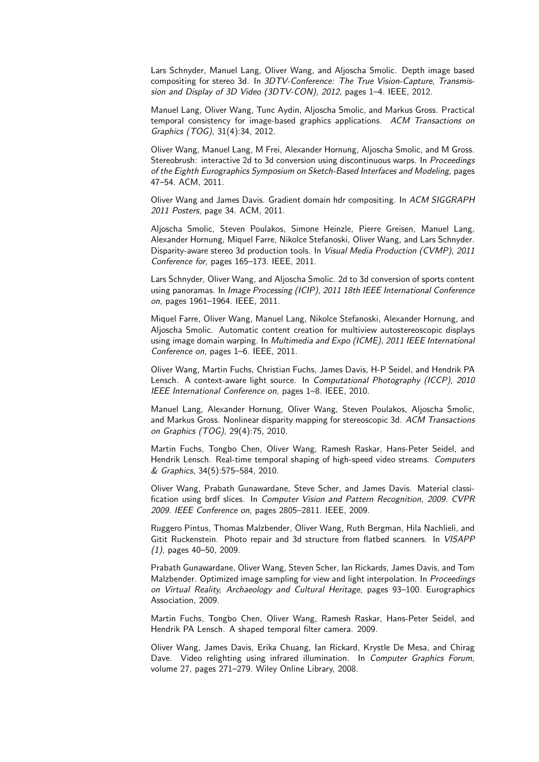Lars Schnyder, Manuel Lang, Oliver Wang, and Aljoscha Smolic. Depth image based compositing for stereo 3d. In *3DTV-Conference: The True Vision-Capture, Transmission and Display of 3D Video (3DTV-CON), 2012*, pages 1–4. IEEE, 2012.

Manuel Lang, Oliver Wang, Tunc Aydin, Aljoscha Smolic, and Markus Gross. Practical temporal consistency for image-based graphics applications. *ACM Transactions on Graphics (TOG)*, 31(4):34, 2012.

Oliver Wang, Manuel Lang, M Frei, Alexander Hornung, Aljoscha Smolic, and M Gross. Stereobrush: interactive 2d to 3d conversion using discontinuous warps. In *Proceedings of the Eighth Eurographics Symposium on Sketch-Based Interfaces and Modeling*, pages 47–54. ACM, 2011.

Oliver Wang and James Davis. Gradient domain hdr compositing. In *ACM SIGGRAPH 2011 Posters*, page 34. ACM, 2011.

Aljoscha Smolic, Steven Poulakos, Simone Heinzle, Pierre Greisen, Manuel Lang, Alexander Hornung, Miquel Farre, Nikolce Stefanoski, Oliver Wang, and Lars Schnyder. Disparity-aware stereo 3d production tools. In *Visual Media Production (CVMP), 2011 Conference for*, pages 165–173. IEEE, 2011.

Lars Schnyder, Oliver Wang, and Aljoscha Smolic. 2d to 3d conversion of sports content using panoramas. In *Image Processing (ICIP), 2011 18th IEEE International Conference on*, pages 1961–1964. IEEE, 2011.

Miquel Farre, Oliver Wang, Manuel Lang, Nikolce Stefanoski, Alexander Hornung, and Aljoscha Smolic. Automatic content creation for multiview autostereoscopic displays using image domain warping. In *Multimedia and Expo (ICME), 2011 IEEE International Conference on*, pages 1–6. IEEE, 2011.

Oliver Wang, Martin Fuchs, Christian Fuchs, James Davis, H-P Seidel, and Hendrik PA Lensch. A context-aware light source. In *Computational Photography (ICCP), 2010 IEEE International Conference on*, pages 1–8. IEEE, 2010.

Manuel Lang, Alexander Hornung, Oliver Wang, Steven Poulakos, Aljoscha Smolic, and Markus Gross. Nonlinear disparity mapping for stereoscopic 3d. *ACM Transactions on Graphics (TOG)*, 29(4):75, 2010.

Martin Fuchs, Tongbo Chen, Oliver Wang, Ramesh Raskar, Hans-Peter Seidel, and Hendrik Lensch. Real-time temporal shaping of high-speed video streams. *Computers & Graphics*, 34(5):575–584, 2010.

Oliver Wang, Prabath Gunawardane, Steve Scher, and James Davis. Material classification using brdf slices. In *Computer Vision and Pattern Recognition, 2009. CVPR 2009. IEEE Conference on*, pages 2805–2811. IEEE, 2009.

Ruggero Pintus, Thomas Malzbender, Oliver Wang, Ruth Bergman, Hila Nachlieli, and Gitit Ruckenstein. Photo repair and 3d structure from flatbed scanners. In *VISAPP (1)*, pages 40–50, 2009.

Prabath Gunawardane, Oliver Wang, Steven Scher, Ian Rickards, James Davis, and Tom Malzbender. Optimized image sampling for view and light interpolation. In *Proceedings on Virtual Reality, Archaeology and Cultural Heritage*, pages 93–100. Eurographics Association, 2009.

Martin Fuchs, Tongbo Chen, Oliver Wang, Ramesh Raskar, Hans-Peter Seidel, and Hendrik PA Lensch. A shaped temporal filter camera. 2009.

Oliver Wang, James Davis, Erika Chuang, Ian Rickard, Krystle De Mesa, and Chirag Dave. Video relighting using infrared illumination. In *Computer Graphics Forum*, volume 27, pages 271–279. Wiley Online Library, 2008.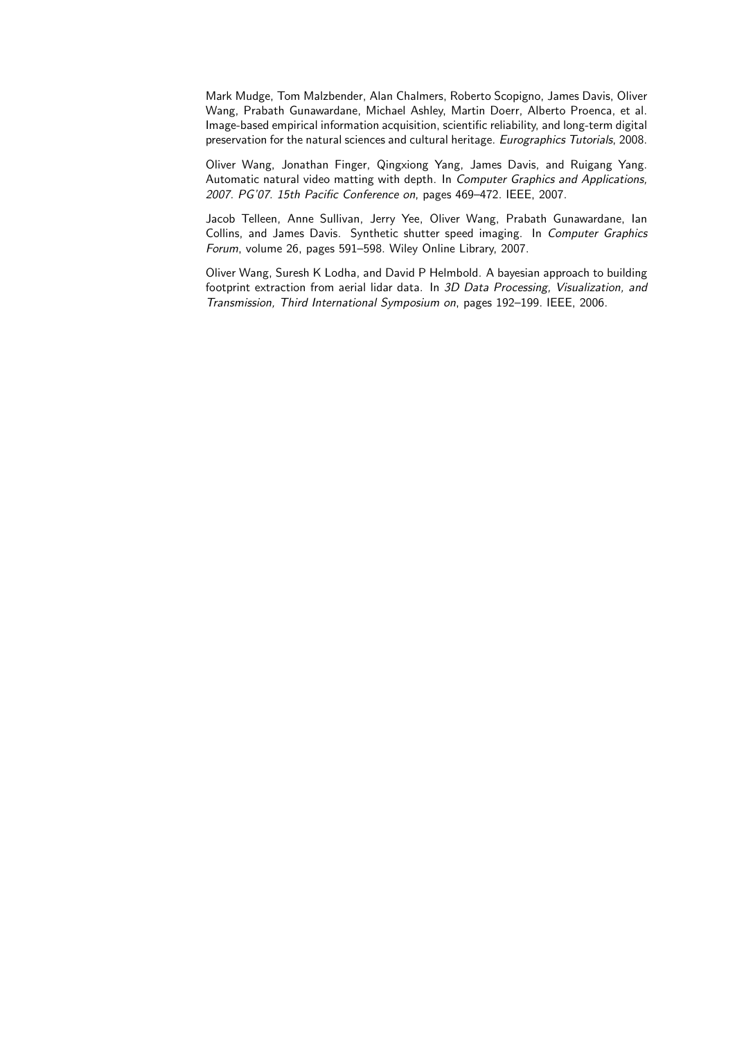Mark Mudge, Tom Malzbender, Alan Chalmers, Roberto Scopigno, James Davis, Oliver Wang, Prabath Gunawardane, Michael Ashley, Martin Doerr, Alberto Proenca, et al. Image-based empirical information acquisition, scientific reliability, and long-term digital preservation for the natural sciences and cultural heritage. *Eurographics Tutorials*, 2008.

Oliver Wang, Jonathan Finger, Qingxiong Yang, James Davis, and Ruigang Yang. Automatic natural video matting with depth. In *Computer Graphics and Applications, 2007. PG'07. 15th Pacific Conference on*, pages 469–472. IEEE, 2007.

Jacob Telleen, Anne Sullivan, Jerry Yee, Oliver Wang, Prabath Gunawardane, Ian Collins, and James Davis. Synthetic shutter speed imaging. In *Computer Graphics Forum*, volume 26, pages 591–598. Wiley Online Library, 2007.

Oliver Wang, Suresh K Lodha, and David P Helmbold. A bayesian approach to building footprint extraction from aerial lidar data. In *3D Data Processing, Visualization, and Transmission, Third International Symposium on*, pages 192–199. IEEE, 2006.